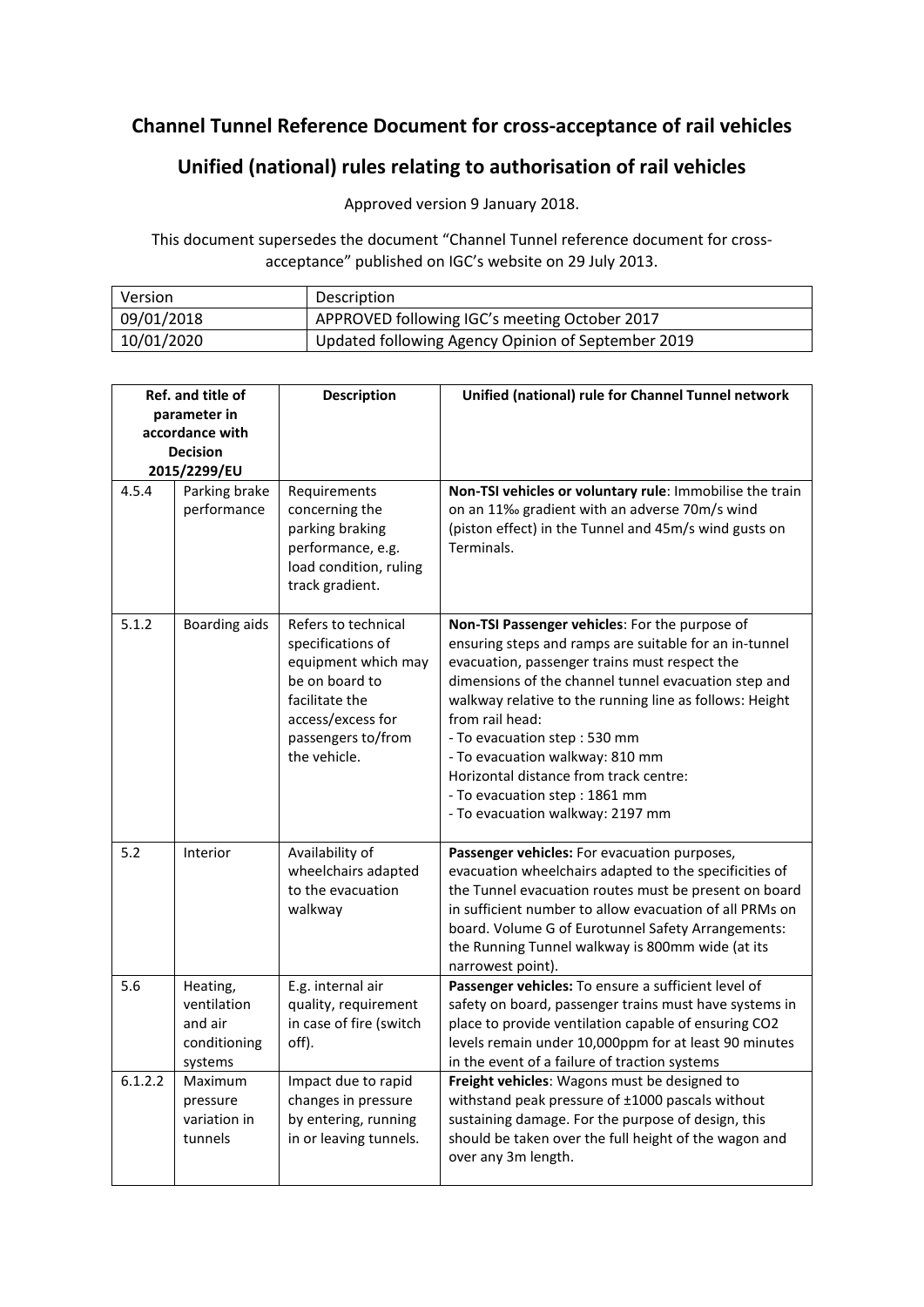# Channel Tunnel Reference Document for cross-acceptance of rail vehicles

## Unified (national) rules relating to authorisation of rail vehicles

Approved version 9 January 2018.

This document supersedes the document "Channel Tunnel reference document for cross-acceptance" published on IGC's website on 29 July 2013.

| Version | Description |
|---|---|
| 09/01/2018 | APPROVED following IGC's meeting October 2017 |
| 10/01/2020 | Updated following Agency Opinion of September 2019 |

| Ref. and title of parameter in accordance with Decision 2015/2299/EU | | Description | Unified (national) rule for Channel Tunnel network |
|---|---|---|---|
| 4.5.4 | Parking brake performance | Requirements concerning the parking braking performance, e.g. load condition, ruling track gradient. | **Non-TSI vehicles or voluntary rule**: Immobilise the train on an 11‰ gradient with an adverse 70m/s wind (piston effect) in the Tunnel and 45m/s wind gusts on Terminals. |
| 5.1.2 | Boarding aids | Refers to technical specifications of equipment which may be on board to facilitate the access/excess for passengers to/from the vehicle. | **Non-TSI Passenger vehicles**: For the purpose of ensuring steps and ramps are suitable for an in-tunnel evacuation, passenger trains must respect the dimensions of the channel tunnel evacuation step and walkway relative to the running line as follows: Height from rail head:<br>- To evacuation step : 530 mm<br>- To evacuation walkway: 810 mm<br>Horizontal distance from track centre:<br>- To evacuation step : 1861 mm<br>- To evacuation walkway: 2197 mm |
| 5.2 | Interior | Availability of wheelchairs adapted to the evacuation walkway | **Passenger vehicles:** For evacuation purposes, evacuation wheelchairs adapted to the specificities of the Tunnel evacuation routes must be present on board in sufficient number to allow evacuation of all PRMs on board. Volume G of Eurotunnel Safety Arrangements: the Running Tunnel walkway is 800mm wide (at its narrowest point). |
| 5.6 | Heating, ventilation and air conditioning systems | E.g. internal air quality, requirement in case of fire (switch off). | **Passenger vehicles:** To ensure a sufficient level of safety on board, passenger trains must have systems in place to provide ventilation capable of ensuring $CO_2$ levels remain under 10,000ppm for at least 90 minutes in the event of a failure of traction systems |
| 6.1.2.2 | Maximum pressure variation in tunnels | Impact due to rapid changes in pressure by entering, running in or leaving tunnels. | **Freight vehicles**: Wagons must be designed to withstand peak pressure of ±1000 pascals without sustaining damage. For the purpose of design, this should be taken over the full height of the wagon and over any 3m length. |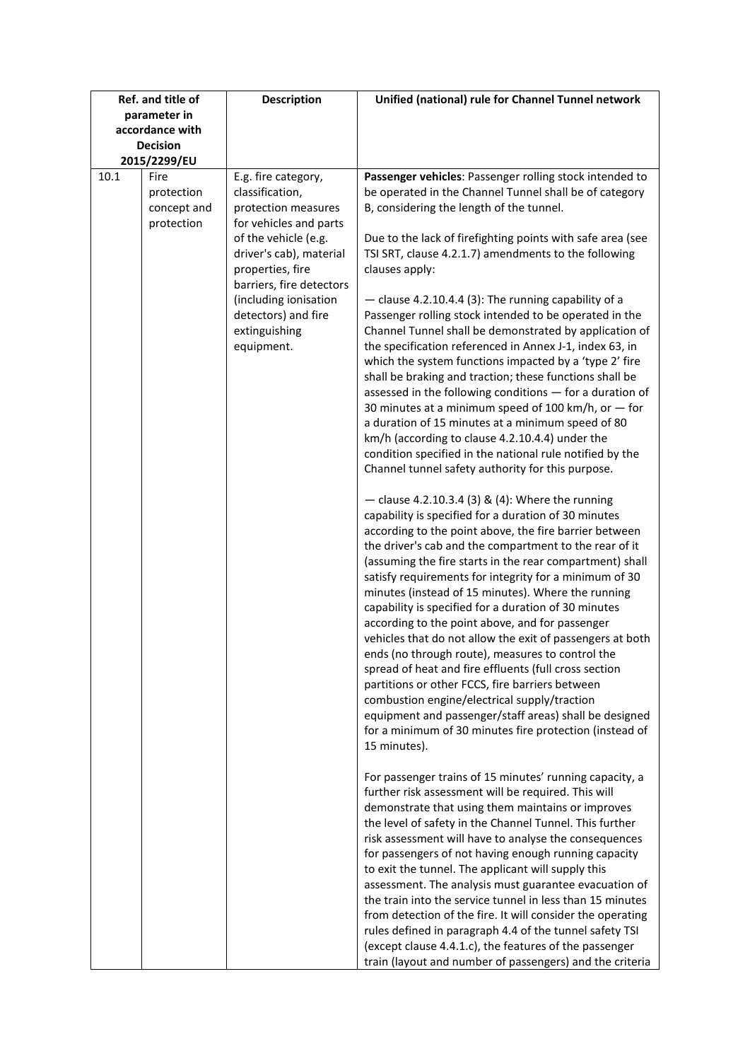| Ref. and title of parameter in accordance with Decision 2015/2299/EU | | Description | Unified (national) rule for Channel Tunnel network |
|---|---|---|---|
| 10.1 | Fire protection concept and protection | E.g. fire category, classification, protection measures for vehicles and parts of the vehicle (e.g. driver's cab), material properties, fire barriers, fire detectors (including ionisation detectors) and fire extinguishing equipment. | **Passenger vehicles**: Passenger rolling stock intended to be operated in the Channel Tunnel shall be of category B, considering the length of the tunnel.<br><br>Due to the lack of firefighting points with safe area (see TSI SRT, clause 4.2.1.7) amendments to the following clauses apply:<br><br>— clause 4.2.10.4.4 (3): The running capability of a Passenger rolling stock intended to be operated in the Channel Tunnel shall be demonstrated by application of the specification referenced in Annex J-1, index 63, in which the system functions impacted by a 'type 2' fire shall be braking and traction; these functions shall be assessed in the following conditions — for a duration of 30 minutes at a minimum speed of 100 km/h, or — for a duration of 15 minutes at a minimum speed of 80 km/h (according to clause 4.2.10.4.4) under the condition specified in the national rule notified by the Channel tunnel safety authority for this purpose.<br><br>— clause 4.2.10.3.4 (3) & (4): Where the running capability is specified for a duration of 30 minutes according to the point above, the fire barrier between the driver's cab and the compartment to the rear of it (assuming the fire starts in the rear compartment) shall satisfy requirements for integrity for a minimum of 30 minutes (instead of 15 minutes). Where the running capability is specified for a duration of 30 minutes according to the point above, and for passenger vehicles that do not allow the exit of passengers at both ends (no through route), measures to control the spread of heat and fire effluents (full cross section partitions or other FCCS, fire barriers between combustion engine/electrical supply/traction equipment and passenger/staff areas) shall be designed for a minimum of 30 minutes fire protection (instead of 15 minutes).<br><br>For passenger trains of 15 minutes' running capacity, a further risk assessment will be required. This will demonstrate that using them maintains or improves the level of safety in the Channel Tunnel. This further risk assessment will have to analyse the consequences for passengers of not having enough running capacity to exit the tunnel. The applicant will supply this assessment. The analysis must guarantee evacuation of the train into the service tunnel in less than 15 minutes from detection of the fire. It will consider the operating rules defined in paragraph 4.4 of the tunnel safety TSI (except clause 4.4.1.c), the features of the passenger train (layout and number of passengers) and the criteria |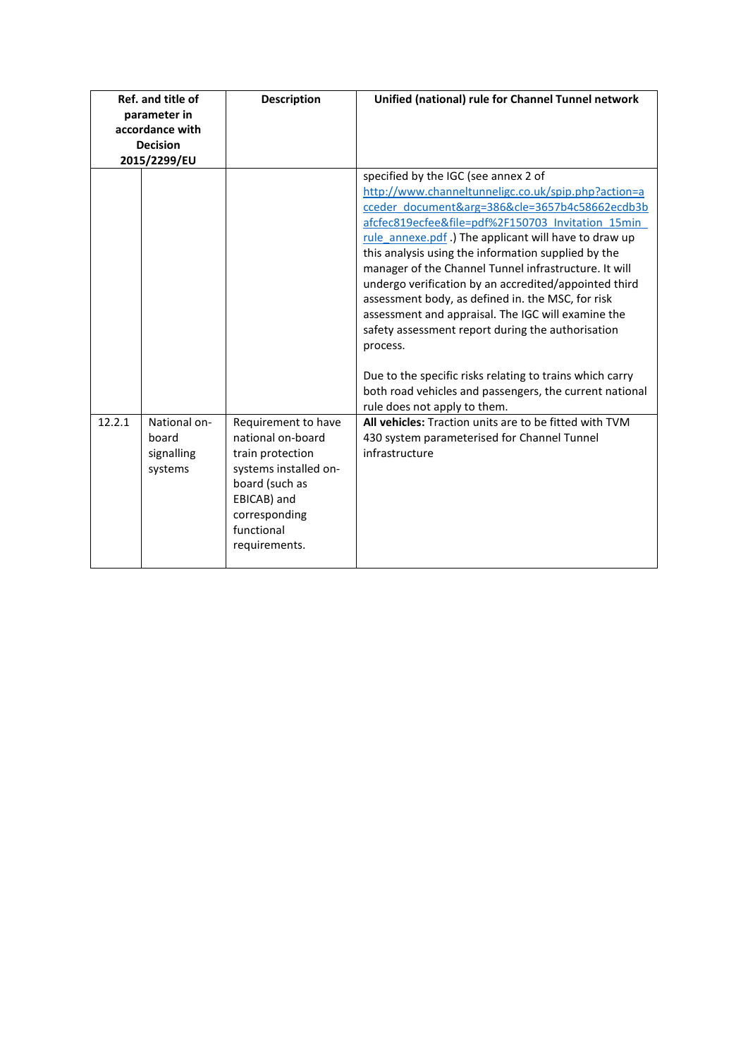| Ref. and title of parameter in accordance with Decision 2015/2299/EU | | Description | Unified (national) rule for Channel Tunnel network |
|---|---|---|---|
| | | | specified by the IGC (see annex 2 of http://www.channeltunneligc.co.uk/spip.php?action=acceder_document&arg=386&cle=3657b4c58662ecdb3bafcfec819ecfee&file=pdf%2F150703_Invitation_15min_rule_annexe.pdf .) The applicant will have to draw up this analysis using the information supplied by the manager of the Channel Tunnel infrastructure. It will undergo verification by an accredited/appointed third assessment body, as defined in. the MSC, for risk assessment and appraisal. The IGC will examine the safety assessment report during the authorisation process.<br><br>Due to the specific risks relating to trains which carry both road vehicles and passengers, the current national rule does not apply to them. |
| 12.2.1 | National on-board signalling systems | Requirement to have national on-board train protection systems installed on-board (such as EBICAB) and corresponding functional requirements. | **All vehicles:** Traction units are to be fitted with TVM 430 system parameterised for Channel Tunnel infrastructure |